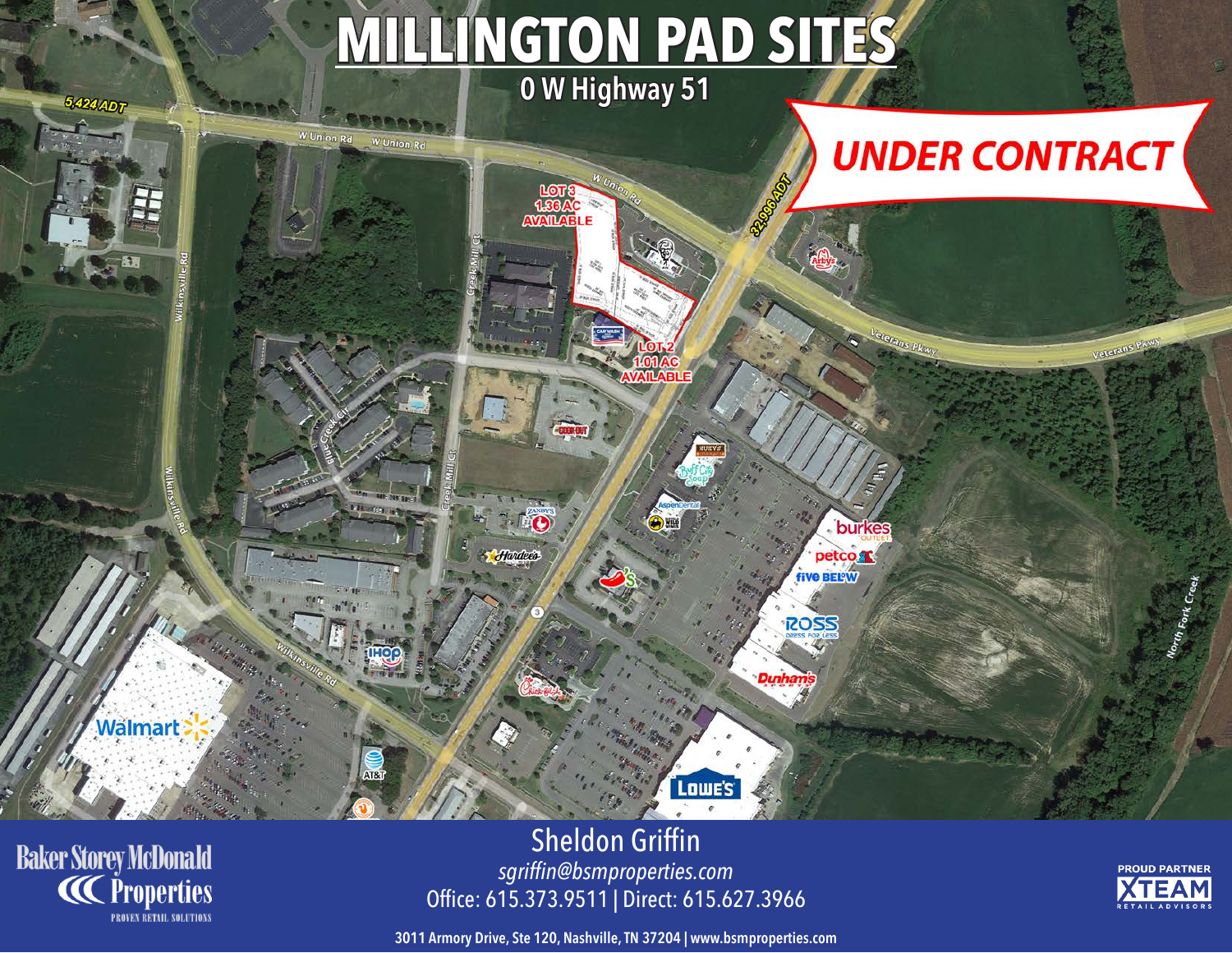# MILLINGTON PAD SITES

## 0 W Highway 51

**UNDER CONTRACT**

5,424 ADT

32,996 ADT

LOT 3
1.36 AC
AVAILABLE

LOT 2
1.01 AC
AVAILABLE

W Union Rd

Veterans Pkwy

Wilkinsville Rd

Creek Mill Ct

Bluff Creek Cir

North Fork Creek

Sheldon Griffin
*sgriffin@bsmproperties.com*
Office: 615.373.9511 | Direct: 615.627.3966

Baker Storey McDonald Properties
PROVEN RETAIL SOLUTIONS

PROUD PARTNER XTEAM RETAIL ADVISORS

3011 Armory Drive, Ste 120, Nashville, TN 37204 | www.bsmproperties.com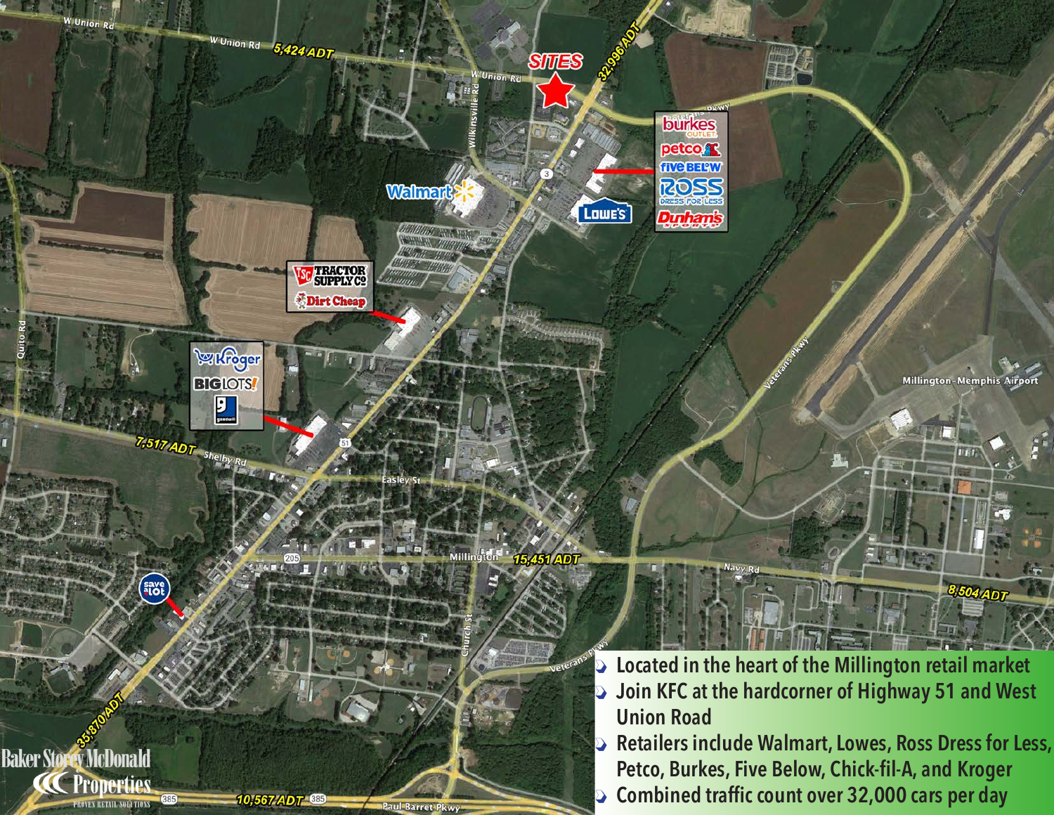SITES

- Located in the heart of the Millington retail market
- Join KFC at the hardcorner of Highway 51 and West Union Road
- Retailers include Walmart, Lowes, Ross Dress for Less, Petco, Burkes, Five Below, Chick-fil-A, and Kroger
- Combined traffic count over 32,000 cars per day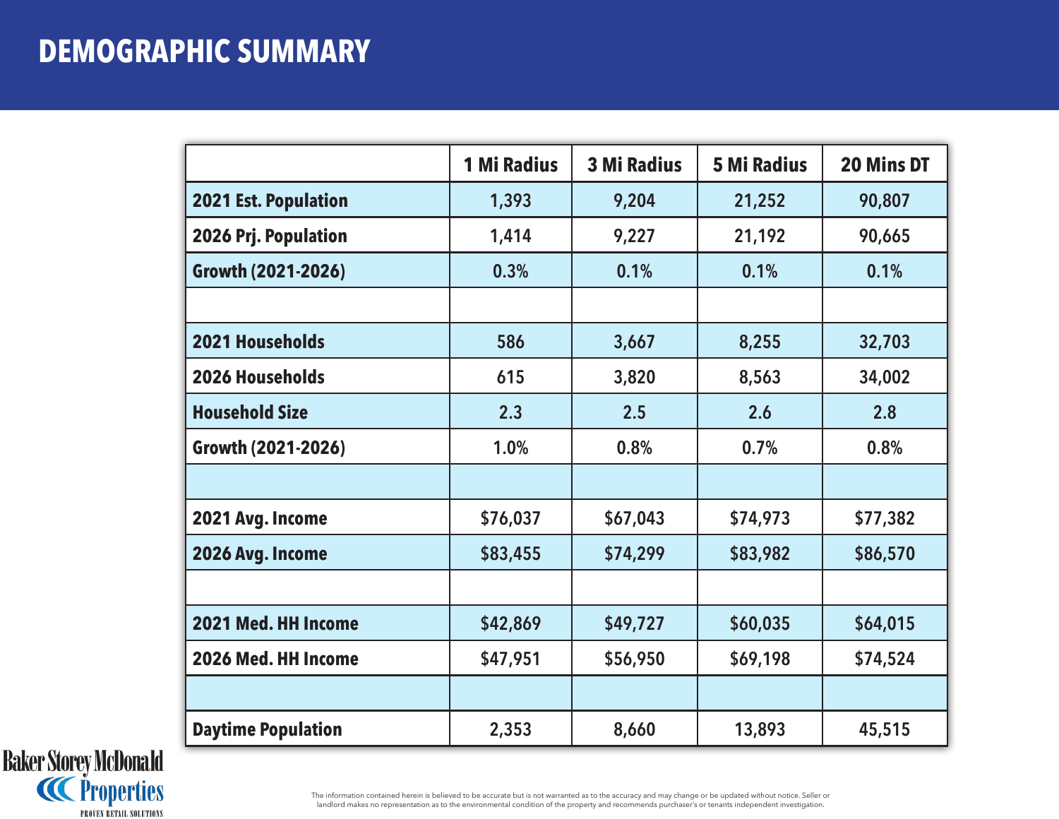# DEMOGRAPHIC SUMMARY

| | 1 Mi Radius | 3 Mi Radius | 5 Mi Radius | 20 Mins DT |
|---|---|---|---|---|
| **2021 Est. Population** | 1,393 | 9,204 | 21,252 | 90,807 |
| **2026 Prj. Population** | 1,414 | 9,227 | 21,192 | 90,665 |
| **Growth (2021-2026)** | 0.3% | 0.1% | 0.1% | 0.1% |
| | | | | |
| **2021 Households** | 586 | 3,667 | 8,255 | 32,703 |
| **2026 Households** | 615 | 3,820 | 8,563 | 34,002 |
| **Household Size** | 2.3 | 2.5 | 2.6 | 2.8 |
| **Growth (2021-2026)** | 1.0% | 0.8% | 0.7% | 0.8% |
| | | | | |
| **2021 Avg. Income** | $76,037 | $67,043 | $74,973 | $77,382 |
| **2026 Avg. Income** | $83,455 | $74,299 | $83,982 | $86,570 |
| | | | | |
| **2021 Med. HH Income** | $42,869 | $49,727 | $60,035 | $64,015 |
| **2026 Med. HH Income** | $47,951 | $56,950 | $69,198 | $74,524 |
| | | | | |
| **Daytime Population** | 2,353 | 8,660 | 13,893 | 45,515 |

Baker Storey McDonald Properties
PROVEN RETAIL SOLUTIONS

The information contained herein is believed to be accurate but is not warranted as to the accuracy and may change or be updated without notice. Seller or landlord makes no representation as to the environmental condition of the property and recommends purchaser's or tenants independent investigation.